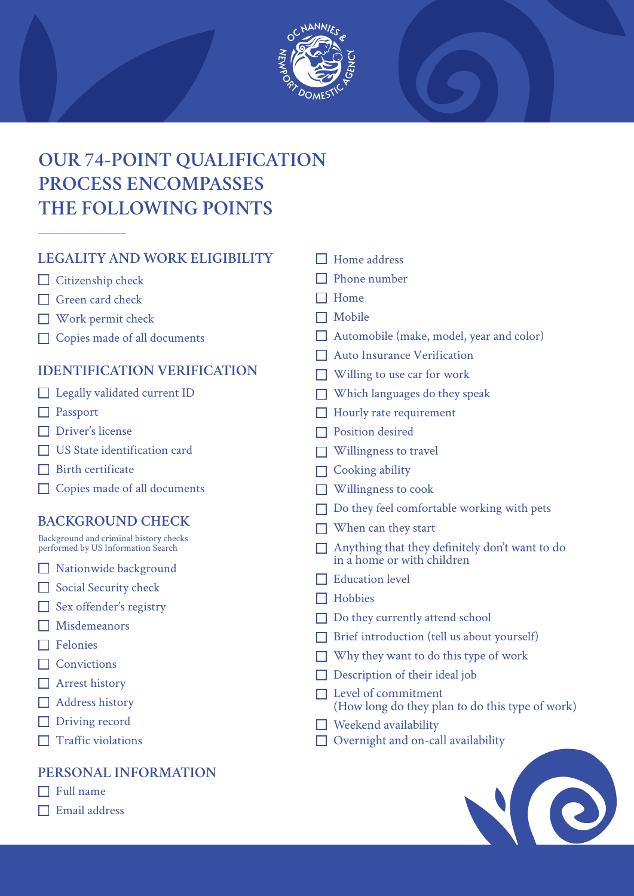# OUR 74-POINT QUALIFICATION PROCESS ENCOMPASSES THE FOLLOWING POINTS

## LEGALITY AND WORK ELIGIBILITY

- [ ] Citizenship check
- [ ] Green card check
- [ ] Work permit check
- [ ] Copies made of all documents

## IDENTIFICATION VERIFICATION

- [ ] Legally validated current ID
- [ ] Passport
- [ ] Driver's license
- [ ] US State identification card
- [ ] Birth certificate
- [ ] Copies made of all documents

## BACKGROUND CHECK

Background and criminal history checks performed by US Information Search

- [ ] Nationwide background
- [ ] Social Security check
- [ ] Sex offender's registry
- [ ] Misdemeanors
- [ ] Felonies
- [ ] Convictions
- [ ] Arrest history
- [ ] Address history
- [ ] Driving record
- [ ] Traffic violations

## PERSONAL INFORMATION

- [ ] Full name
- [ ] Email address
- [ ] Home address
- [ ] Phone number
- [ ] Home
- [ ] Mobile
- [ ] Automobile (make, model, year and color)
- [ ] Auto Insurance Verification
- [ ] Willing to use car for work
- [ ] Which languages do they speak
- [ ] Hourly rate requirement
- [ ] Position desired
- [ ] Willingness to travel
- [ ] Cooking ability
- [ ] Willingness to cook
- [ ] Do they feel comfortable working with pets
- [ ] When can they start
- [ ] Anything that they definitely don't want to do in a home or with children
- [ ] Education level
- [ ] Hobbies
- [ ] Do they currently attend school
- [ ] Brief introduction (tell us about yourself)
- [ ] Why they want to do this type of work
- [ ] Description of their ideal job
- [ ] Level of commitment (How long do they plan to do this type of work)
- [ ] Weekend availability
- [ ] Overnight and on-call availability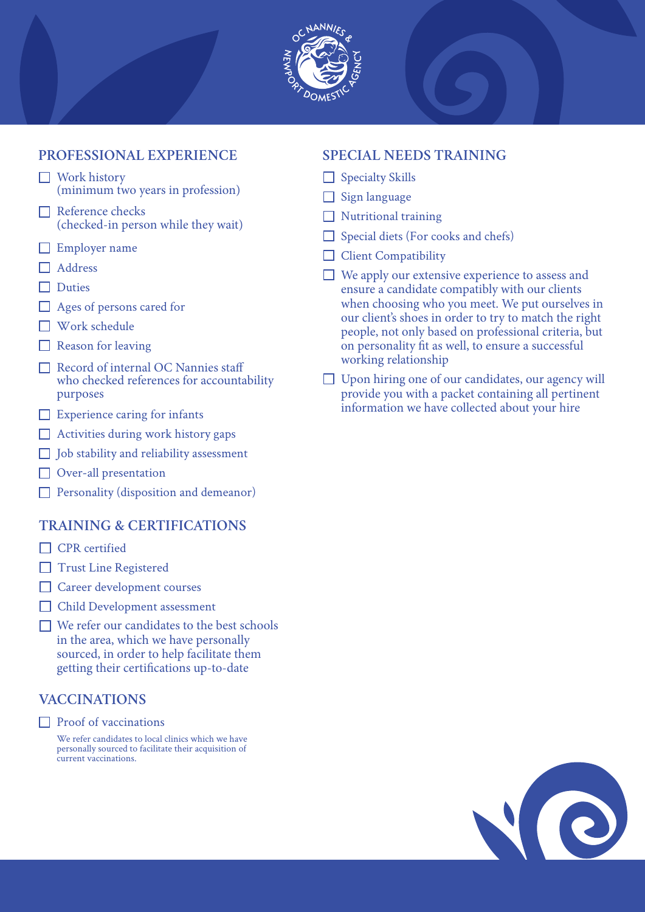## PROFESSIONAL EXPERIENCE

- [ ] Work history (minimum two years in profession)
- [ ] Reference checks (checked-in person while they wait)
- [ ] Employer name
- [ ] Address
- [ ] Duties
- [ ] Ages of persons cared for
- [ ] Work schedule
- [ ] Reason for leaving
- [ ] Record of internal OC Nannies staff who checked references for accountability purposes
- [ ] Experience caring for infants
- [ ] Activities during work history gaps
- [ ] Job stability and reliability assessment
- [ ] Over-all presentation
- [ ] Personality (disposition and demeanor)

## TRAINING & CERTIFICATIONS

- [ ] CPR certified
- [ ] Trust Line Registered
- [ ] Career development courses
- [ ] Child Development assessment
- [ ] We refer our candidates to the best schools in the area, which we have personally sourced, in order to help facilitate them getting their certifications up-to-date

## VACCINATIONS

- [ ] Proof of vaccinations

  We refer candidates to local clinics which we have personally sourced to facilitate their acquisition of current vaccinations.

## SPECIAL NEEDS TRAINING

- [ ] Specialty Skills
- [ ] Sign language
- [ ] Nutritional training
- [ ] Special diets (For cooks and chefs)
- [ ] Client Compatibility
- [ ] We apply our extensive experience to assess and ensure a candidate compatibly with our clients when choosing who you meet. We put ourselves in our client's shoes in order to try to match the right people, not only based on professional criteria, but on personality fit as well, to ensure a successful working relationship
- [ ] Upon hiring one of our candidates, our agency will provide you with a packet containing all pertinent information we have collected about your hire